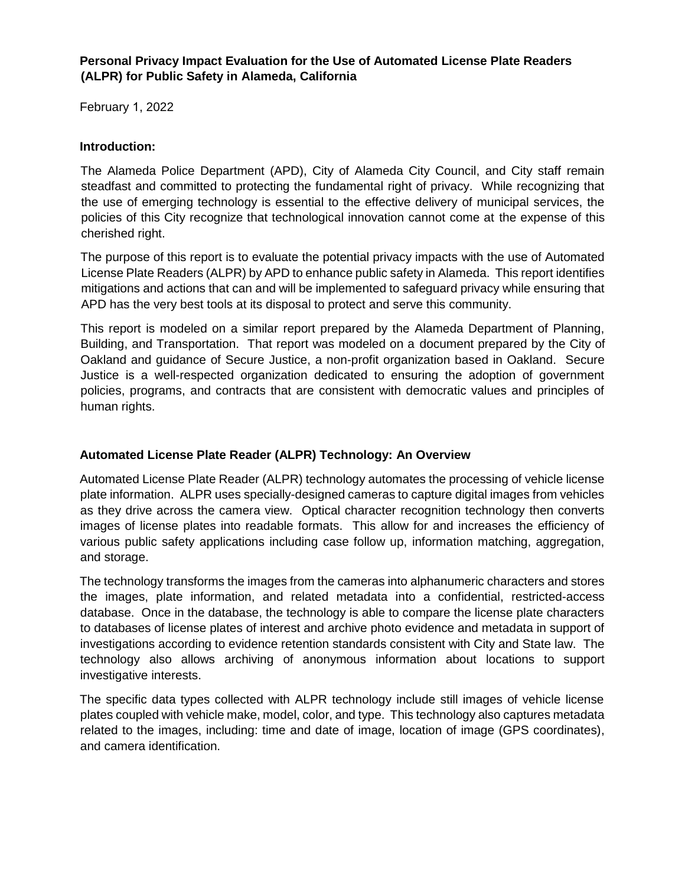# Personal Privacy Impact Evaluation for the Use of Automated License Plate Readers (ALPR) for Public Safety in Alameda, California

February 1, 2022

## Introduction:

The Alameda Police Department (APD), City of Alameda City Council, and City staff remain steadfast and committed to protecting the fundamental right of privacy. While recognizing that the use of emerging technology is essential to the effective delivery of municipal services, the policies of this City recognize that technological innovation cannot come at the expense of this cherished right.

The purpose of this report is to evaluate the potential privacy impacts with the use of Automated License Plate Readers (ALPR) by APD to enhance public safety in Alameda. This report identifies mitigations and actions that can and will be implemented to safeguard privacy while ensuring that APD has the very best tools at its disposal to protect and serve this community.

This report is modeled on a similar report prepared by the Alameda Department of Planning, Building, and Transportation. That report was modeled on a document prepared by the City of Oakland and guidance of Secure Justice, a non-profit organization based in Oakland. Secure Justice is a well-respected organization dedicated to ensuring the adoption of government policies, programs, and contracts that are consistent with democratic values and principles of human rights.

## Automated License Plate Reader (ALPR) Technology: An Overview

Automated License Plate Reader (ALPR) technology automates the processing of vehicle license plate information. ALPR uses specially-designed cameras to capture digital images from vehicles as they drive across the camera view. Optical character recognition technology then converts images of license plates into readable formats. This allow for and increases the efficiency of various public safety applications including case follow up, information matching, aggregation, and storage.

The technology transforms the images from the cameras into alphanumeric characters and stores the images, plate information, and related metadata into a confidential, restricted-access database. Once in the database, the technology is able to compare the license plate characters to databases of license plates of interest and archive photo evidence and metadata in support of investigations according to evidence retention standards consistent with City and State law. The technology also allows archiving of anonymous information about locations to support investigative interests.

The specific data types collected with ALPR technology include still images of vehicle license plates coupled with vehicle make, model, color, and type. This technology also captures metadata related to the images, including: time and date of image, location of image (GPS coordinates), and camera identification.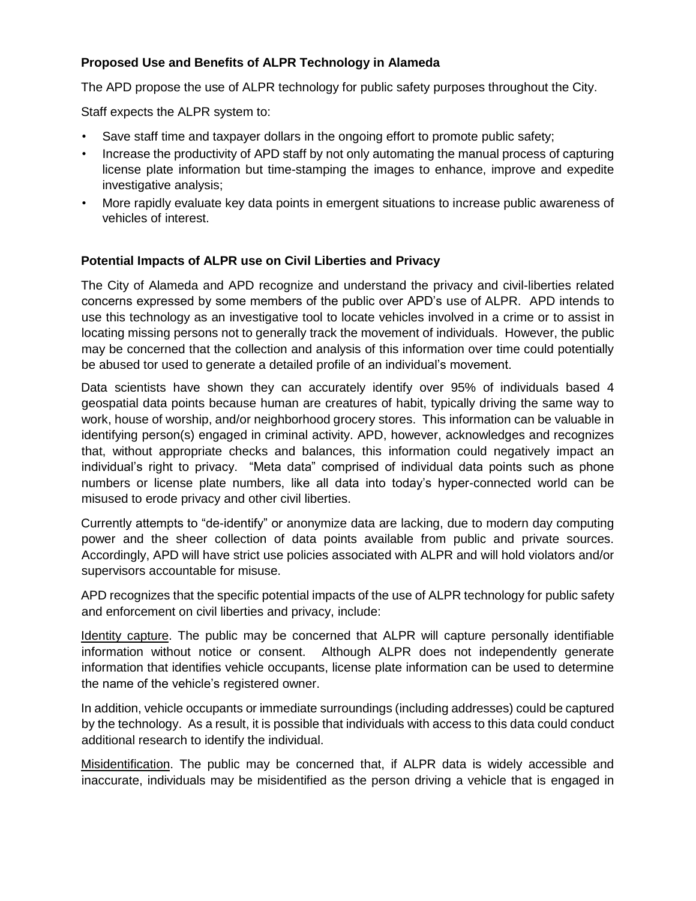**Proposed Use and Benefits of ALPR Technology in Alameda**

The APD propose the use of ALPR technology for public safety purposes throughout the City.

Staff expects the ALPR system to:

- Save staff time and taxpayer dollars in the ongoing effort to promote public safety;
- Increase the productivity of APD staff by not only automating the manual process of capturing license plate information but time-stamping the images to enhance, improve and expedite investigative analysis;
- More rapidly evaluate key data points in emergent situations to increase public awareness of vehicles of interest.

**Potential Impacts of ALPR use on Civil Liberties and Privacy**

The City of Alameda and APD recognize and understand the privacy and civil-liberties related concerns expressed by some members of the public over APD's use of ALPR. APD intends to use this technology as an investigative tool to locate vehicles involved in a crime or to assist in locating missing persons not to generally track the movement of individuals. However, the public may be concerned that the collection and analysis of this information over time could potentially be abused tor used to generate a detailed profile of an individual's movement.

Data scientists have shown they can accurately identify over 95% of individuals based 4 geospatial data points because human are creatures of habit, typically driving the same way to work, house of worship, and/or neighborhood grocery stores. This information can be valuable in identifying person(s) engaged in criminal activity. APD, however, acknowledges and recognizes that, without appropriate checks and balances, this information could negatively impact an individual's right to privacy. "Meta data" comprised of individual data points such as phone numbers or license plate numbers, like all data into today's hyper-connected world can be misused to erode privacy and other civil liberties.

Currently attempts to "de-identify" or anonymize data are lacking, due to modern day computing power and the sheer collection of data points available from public and private sources. Accordingly, APD will have strict use policies associated with ALPR and will hold violators and/or supervisors accountable for misuse.

APD recognizes that the specific potential impacts of the use of ALPR technology for public safety and enforcement on civil liberties and privacy, include:

Identity capture. The public may be concerned that ALPR will capture personally identifiable information without notice or consent. Although ALPR does not independently generate information that identifies vehicle occupants, license plate information can be used to determine the name of the vehicle's registered owner.

In addition, vehicle occupants or immediate surroundings (including addresses) could be captured by the technology. As a result, it is possible that individuals with access to this data could conduct additional research to identify the individual.

Misidentification. The public may be concerned that, if ALPR data is widely accessible and inaccurate, individuals may be misidentified as the person driving a vehicle that is engaged in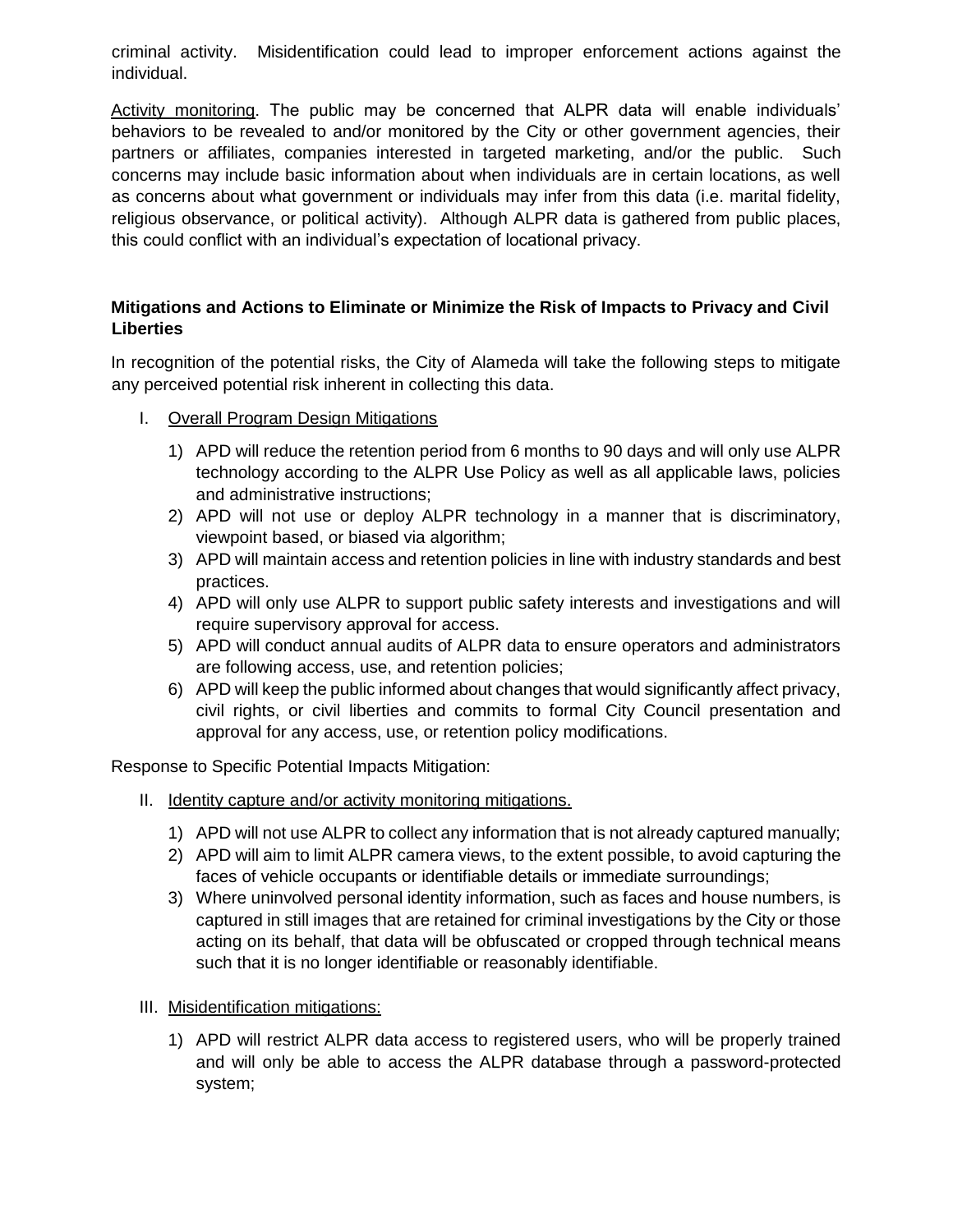criminal activity. Misidentification could lead to improper enforcement actions against the individual.

Activity monitoring. The public may be concerned that ALPR data will enable individuals' behaviors to be revealed to and/or monitored by the City or other government agencies, their partners or affiliates, companies interested in targeted marketing, and/or the public. Such concerns may include basic information about when individuals are in certain locations, as well as concerns about what government or individuals may infer from this data (i.e. marital fidelity, religious observance, or political activity). Although ALPR data is gathered from public places, this could conflict with an individual's expectation of locational privacy.

**Mitigations and Actions to Eliminate or Minimize the Risk of Impacts to Privacy and Civil Liberties**

In recognition of the potential risks, the City of Alameda will take the following steps to mitigate any perceived potential risk inherent in collecting this data.

I. Overall Program Design Mitigations

1) APD will reduce the retention period from 6 months to 90 days and will only use ALPR technology according to the ALPR Use Policy as well as all applicable laws, policies and administrative instructions;
2) APD will not use or deploy ALPR technology in a manner that is discriminatory, viewpoint based, or biased via algorithm;
3) APD will maintain access and retention policies in line with industry standards and best practices.
4) APD will only use ALPR to support public safety interests and investigations and will require supervisory approval for access.
5) APD will conduct annual audits of ALPR data to ensure operators and administrators are following access, use, and retention policies;
6) APD will keep the public informed about changes that would significantly affect privacy, civil rights, or civil liberties and commits to formal City Council presentation and approval for any access, use, or retention policy modifications.

Response to Specific Potential Impacts Mitigation:

II. Identity capture and/or activity monitoring mitigations.

1) APD will not use ALPR to collect any information that is not already captured manually;
2) APD will aim to limit ALPR camera views, to the extent possible, to avoid capturing the faces of vehicle occupants or identifiable details or immediate surroundings;
3) Where uninvolved personal identity information, such as faces and house numbers, is captured in still images that are retained for criminal investigations by the City or those acting on its behalf, that data will be obfuscated or cropped through technical means such that it is no longer identifiable or reasonably identifiable.

III. Misidentification mitigations:

1) APD will restrict ALPR data access to registered users, who will be properly trained and will only be able to access the ALPR database through a password-protected system;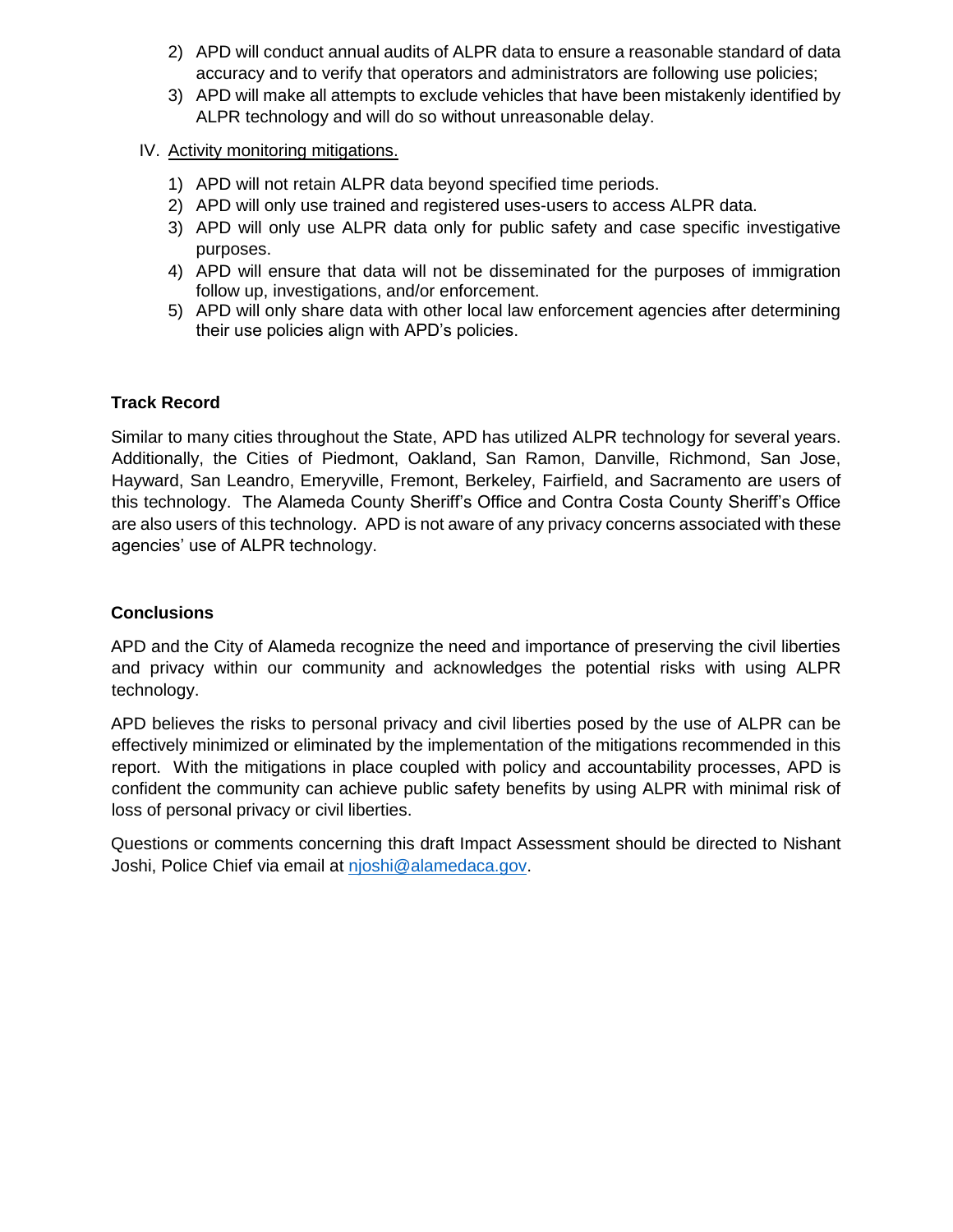2) APD will conduct annual audits of ALPR data to ensure a reasonable standard of data accuracy and to verify that operators and administrators are following use policies;
3) APD will make all attempts to exclude vehicles that have been mistakenly identified by ALPR technology and will do so without unreasonable delay.

IV. Activity monitoring mitigations.

1) APD will not retain ALPR data beyond specified time periods.
2) APD will only use trained and registered uses-users to access ALPR data.
3) APD will only use ALPR data only for public safety and case specific investigative purposes.
4) APD will ensure that data will not be disseminated for the purposes of immigration follow up, investigations, and/or enforcement.
5) APD will only share data with other local law enforcement agencies after determining their use policies align with APD's policies.

**Track Record**

Similar to many cities throughout the State, APD has utilized ALPR technology for several years. Additionally, the Cities of Piedmont, Oakland, San Ramon, Danville, Richmond, San Jose, Hayward, San Leandro, Emeryville, Fremont, Berkeley, Fairfield, and Sacramento are users of this technology. The Alameda County Sheriff's Office and Contra Costa County Sheriff's Office are also users of this technology. APD is not aware of any privacy concerns associated with these agencies' use of ALPR technology.

**Conclusions**

APD and the City of Alameda recognize the need and importance of preserving the civil liberties and privacy within our community and acknowledges the potential risks with using ALPR technology.

APD believes the risks to personal privacy and civil liberties posed by the use of ALPR can be effectively minimized or eliminated by the implementation of the mitigations recommended in this report. With the mitigations in place coupled with policy and accountability processes, APD is confident the community can achieve public safety benefits by using ALPR with minimal risk of loss of personal privacy or civil liberties.

Questions or comments concerning this draft Impact Assessment should be directed to Nishant Joshi, Police Chief via email at njoshi@alamedaca.gov.